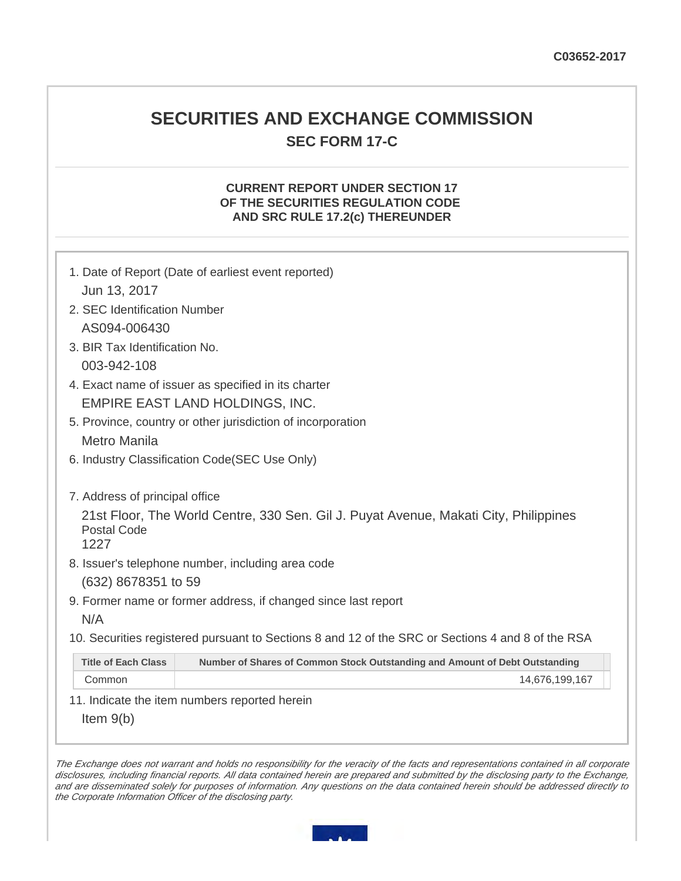C03652-2017

# SECURITIES AND EXCHANGE COMMISSION

## SEC FORM 17-C

### CURRENT REPORT UNDER SECTION 17 OF THE SECURITIES REGULATION CODE AND SRC RULE 17.2(c) THEREUNDER

1. Date of Report (Date of earliest event reported)
   Jun 13, 2017
2. SEC Identification Number
   AS094-006430
3. BIR Tax Identification No.
   003-942-108
4. Exact name of issuer as specified in its charter
   EMPIRE EAST LAND HOLDINGS, INC.
5. Province, country or other jurisdiction of incorporation
   Metro Manila
6. Industry Classification Code(SEC Use Only)

7. Address of principal office
   21st Floor, The World Centre, 330 Sen. Gil J. Puyat Avenue, Makati City, Philippines
   Postal Code
   1227
8. Issuer's telephone number, including area code
   (632) 8678351 to 59
9. Former name or former address, if changed since last report
   N/A
10. Securities registered pursuant to Sections 8 and 12 of the SRC or Sections 4 and 8 of the RSA

| Title of Each Class | Number of Shares of Common Stock Outstanding and Amount of Debt Outstanding |
|---|---|
| Common | 14,676,199,167 |

11. Indicate the item numbers reported herein
    Item 9(b)

*The Exchange does not warrant and holds no responsibility for the veracity of the facts and representations contained in all corporate disclosures, including financial reports. All data contained herein are prepared and submitted by the disclosing party to the Exchange, and are disseminated solely for purposes of information. Any questions on the data contained herein should be addressed directly to the Corporate Information Officer of the disclosing party.*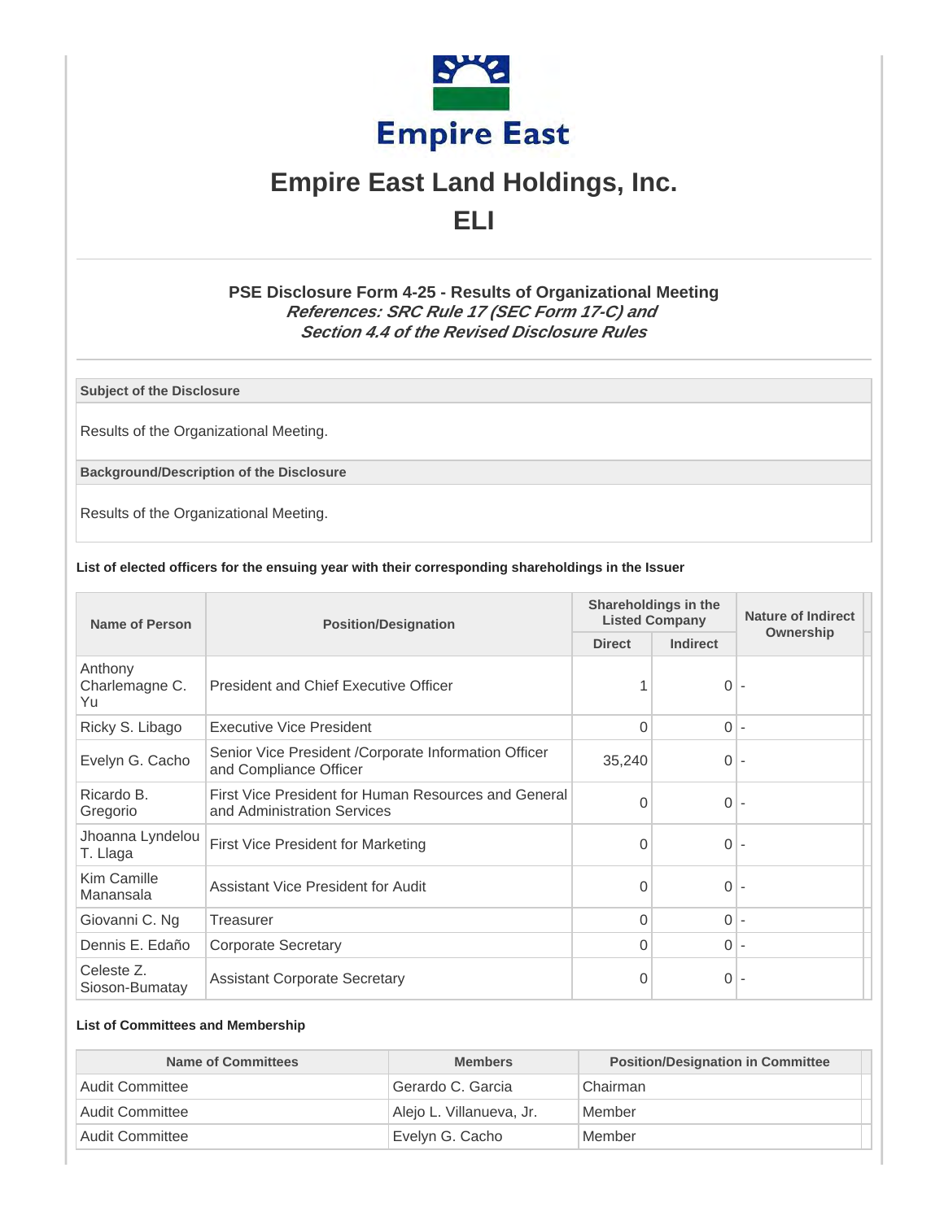# Empire East Land Holdings, Inc.

## ELI

### PSE Disclosure Form 4-25 - Results of Organizational Meeting

***References: SRC Rule 17 (SEC Form 17-C) and Section 4.4 of the Revised Disclosure Rules***

**Subject of the Disclosure**

Results of the Organizational Meeting.

**Background/Description of the Disclosure**

Results of the Organizational Meeting.

**List of elected officers for the ensuing year with their corresponding shareholdings in the Issuer**

| Name of Person | Position/Designation | Shareholdings in the Listed Company | | Nature of Indirect Ownership |
|---|---|---|---|---|
| | | Direct | Indirect | |
| Anthony Charlemagne C. Yu | President and Chief Executive Officer | 1 | 0 | - |
| Ricky S. Libago | Executive Vice President | 0 | 0 | - |
| Evelyn G. Cacho | Senior Vice President /Corporate Information Officer and Compliance Officer | 35,240 | 0 | - |
| Ricardo B. Gregorio | First Vice President for Human Resources and General and Administration Services | 0 | 0 | - |
| Jhoanna Lyndelou T. Llaga | First Vice President for Marketing | 0 | 0 | - |
| Kim Camille Manansala | Assistant Vice President for Audit | 0 | 0 | - |
| Giovanni C. Ng | Treasurer | 0 | 0 | - |
| Dennis E. Edaño | Corporate Secretary | 0 | 0 | - |
| Celeste Z. Sioson-Bumatay | Assistant Corporate Secretary | 0 | 0 | - |

**List of Committees and Membership**

| Name of Committees | Members | Position/Designation in Committee |
|---|---|---|
| Audit Committee | Gerardo C. Garcia | Chairman |
| Audit Committee | Alejo L. Villanueva, Jr. | Member |
| Audit Committee | Evelyn G. Cacho | Member |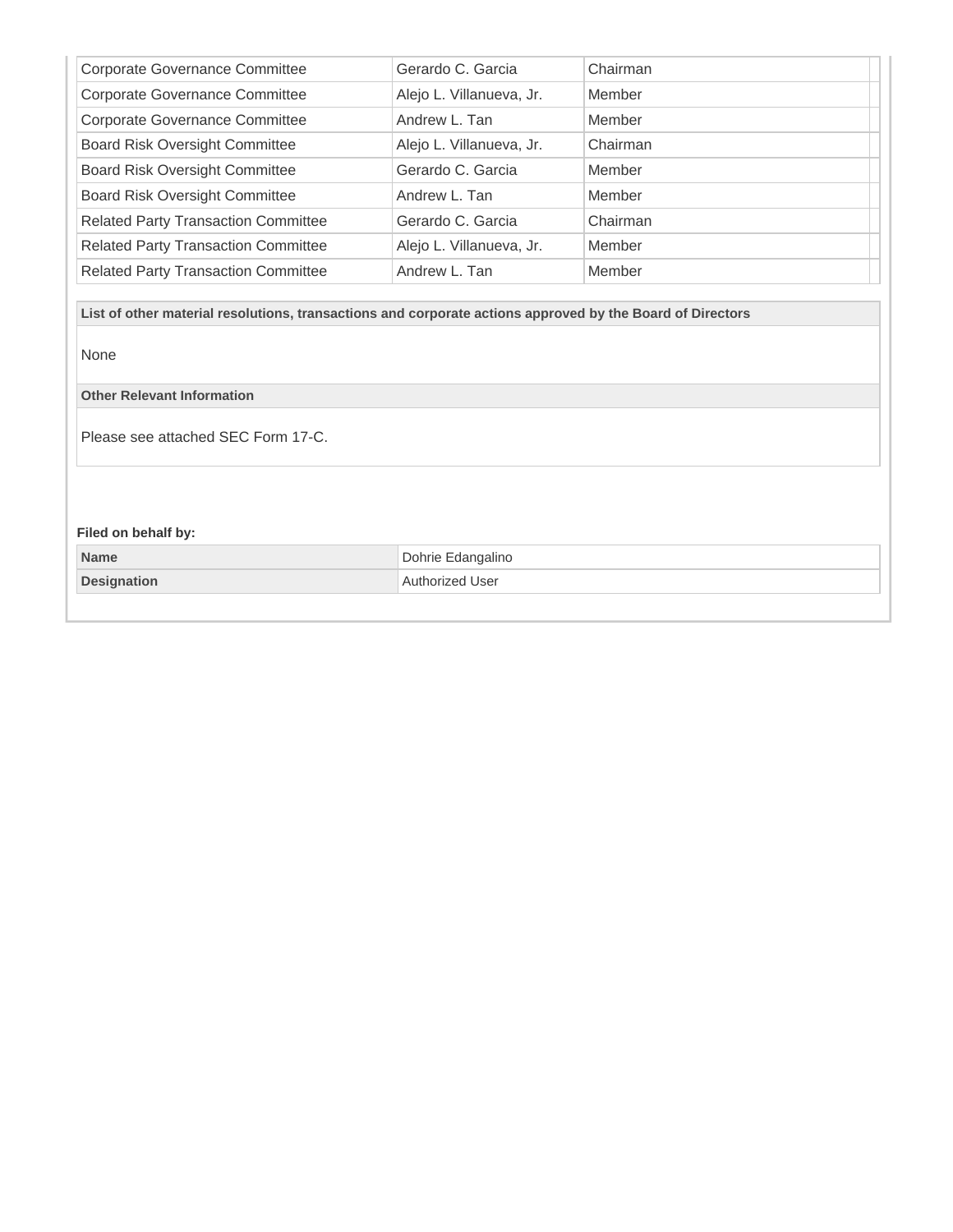| | | |
|---|---|---|
| Corporate Governance Committee | Gerardo C. Garcia | Chairman |
| Corporate Governance Committee | Alejo L. Villanueva, Jr. | Member |
| Corporate Governance Committee | Andrew L. Tan | Member |
| Board Risk Oversight Committee | Alejo L. Villanueva, Jr. | Chairman |
| Board Risk Oversight Committee | Gerardo C. Garcia | Member |
| Board Risk Oversight Committee | Andrew L. Tan | Member |
| Related Party Transaction Committee | Gerardo C. Garcia | Chairman |
| Related Party Transaction Committee | Alejo L. Villanueva, Jr. | Member |
| Related Party Transaction Committee | Andrew L. Tan | Member |

**List of other material resolutions, transactions and corporate actions approved by the Board of Directors**

None

**Other Relevant Information**

Please see attached SEC Form 17-C.

**Filed on behalf by:**

| | |
|---|---|
| **Name** | Dohrie Edangalino |
| **Designation** | Authorized User |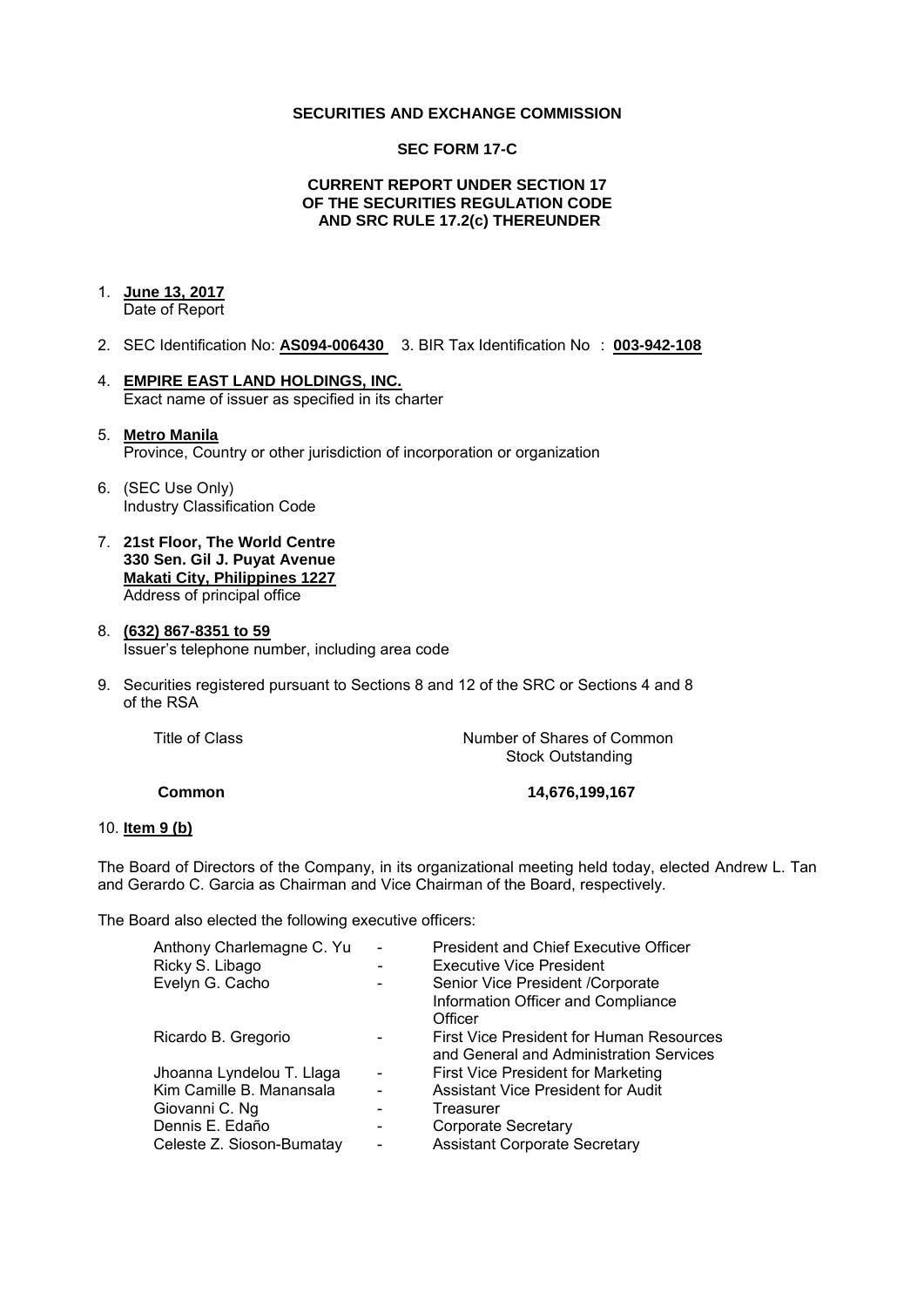**SECURITIES AND EXCHANGE COMMISSION**

**SEC FORM 17-C**

**CURRENT REPORT UNDER SECTION 17**
**OF THE SECURITIES REGULATION CODE**
**AND SRC RULE 17.2(c) THEREUNDER**

1. **June 13, 2017**
   Date of Report

2. SEC Identification No: **AS094-006430** 3. BIR Tax Identification No : **003-942-108**

4. **EMPIRE EAST LAND HOLDINGS, INC.**
   Exact name of issuer as specified in its charter

5. **Metro Manila**
   Province, Country or other jurisdiction of incorporation or organization

6. (SEC Use Only)
   Industry Classification Code

7. **21st Floor, The World Centre**
   **330 Sen. Gil J. Puyat Avenue**
   **Makati City, Philippines 1227**
   Address of principal office

8. **(632) 867-8351 to 59**
   Issuer's telephone number, including area code

9. Securities registered pursuant to Sections 8 and 12 of the SRC or Sections 4 and 8 of the RSA

| Title of Class | Number of Shares of Common Stock Outstanding |
|---|---|
| **Common** | **14,676,199,167** |

10. **Item 9 (b)**

The Board of Directors of the Company, in its organizational meeting held today, elected Andrew L. Tan and Gerardo C. Garcia as Chairman and Vice Chairman of the Board, respectively.

The Board also elected the following executive officers:

| | | |
|---|---|---|
| Anthony Charlemagne C. Yu | - | President and Chief Executive Officer |
| Ricky S. Libago | - | Executive Vice President |
| Evelyn G. Cacho | - | Senior Vice President /Corporate Information Officer and Compliance Officer |
| Ricardo B. Gregorio | - | First Vice President for Human Resources and General and Administration Services |
| Jhoanna Lyndelou T. Llaga | - | First Vice President for Marketing |
| Kim Camille B. Manansala | - | Assistant Vice President for Audit |
| Giovanni C. Ng | - | Treasurer |
| Dennis E. Edaño | - | Corporate Secretary |
| Celeste Z. Sioson-Bumatay | - | Assistant Corporate Secretary |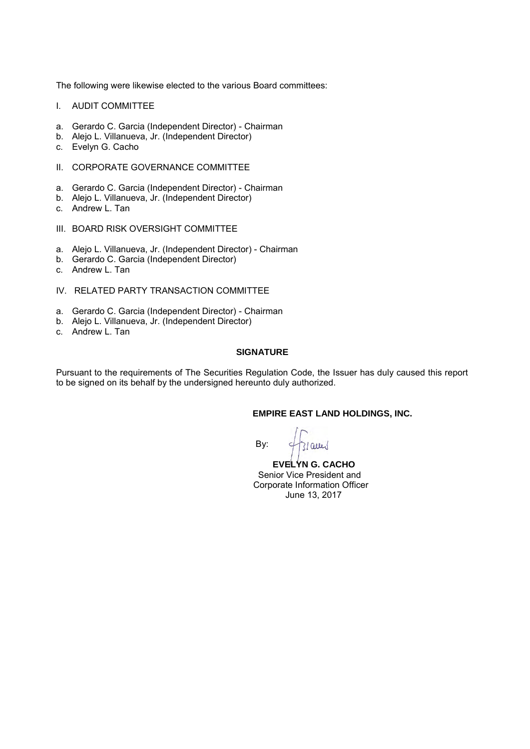The following were likewise elected to the various Board committees:

I. AUDIT COMMITTEE

a. Gerardo C. Garcia (Independent Director) - Chairman
b. Alejo L. Villanueva, Jr. (Independent Director)
c. Evelyn G. Cacho

II. CORPORATE GOVERNANCE COMMITTEE

a. Gerardo C. Garcia (Independent Director) - Chairman
b. Alejo L. Villanueva, Jr. (Independent Director)
c. Andrew L. Tan

III. BOARD RISK OVERSIGHT COMMITTEE

a. Alejo L. Villanueva, Jr. (Independent Director) - Chairman
b. Gerardo C. Garcia (Independent Director)
c. Andrew L. Tan

IV. RELATED PARTY TRANSACTION COMMITTEE

a. Gerardo C. Garcia (Independent Director) - Chairman
b. Alejo L. Villanueva, Jr. (Independent Director)
c. Andrew L. Tan

**SIGNATURE**

Pursuant to the requirements of The Securities Regulation Code, the Issuer has duly caused this report to be signed on its behalf by the undersigned hereunto duly authorized.

**EMPIRE EAST LAND HOLDINGS, INC.**

By:

**EVELYN G. CACHO**
Senior Vice President and
Corporate Information Officer
June 13, 2017